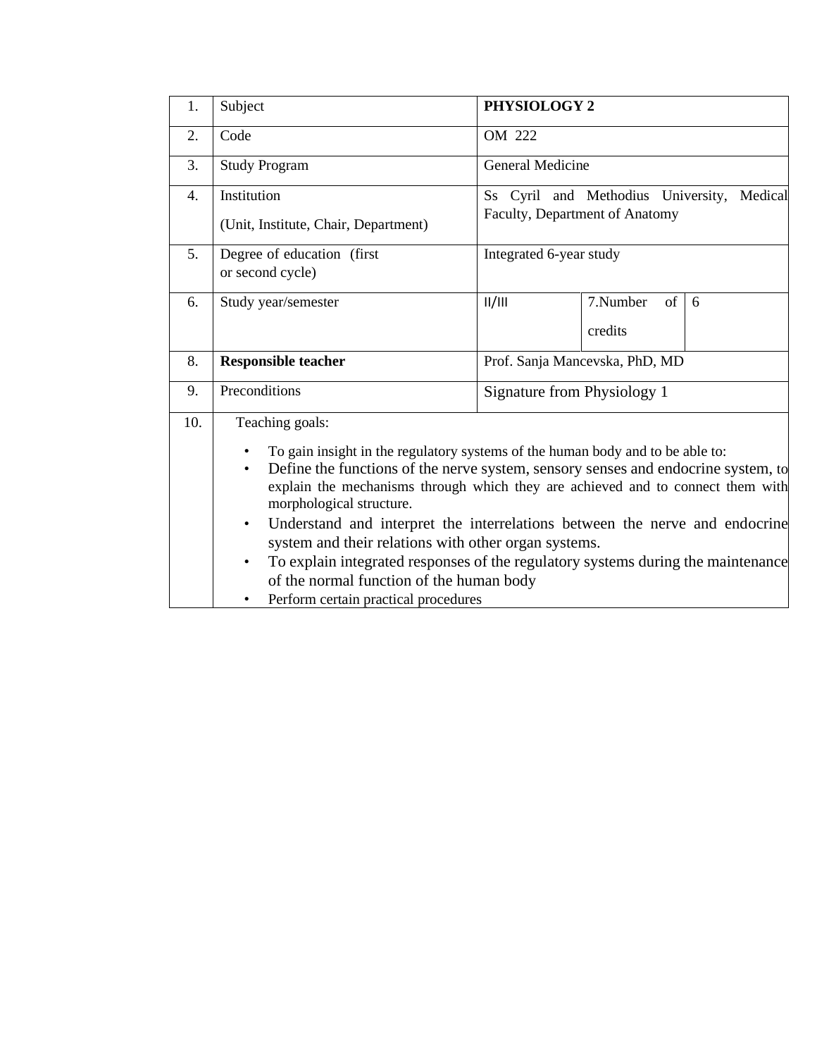| | | | | |
|---|---|---|---|---|
| 1. | Subject | **PHYSIOLOGY 2** | | |
| 2. | Code | OM 222 | | |
| 3. | Study Program | General Medicine | | |
| 4. | Institution<br><br>(Unit, Institute, Chair, Department) | Ss Cyril and Methodius University, Medical Faculty, Department of Anatomy | | |
| 5. | Degree of education (first or second cycle) | Integrated 6-year study | | |
| 6. | Study year/semester | II/III | 7.Number of credits | 6 |
| 8. | **Responsible teacher** | Prof. Sanja Mancevska, PhD, MD | | |
| 9. | Preconditions | Signature from Physiology 1 | | |
| 10. | Teaching goals:<br><br>• To gain insight in the regulatory systems of the human body and to be able to:<br>• Define the functions of the nerve system, sensory senses and endocrine system, to explain the mechanisms through which they are achieved and to connect them with morphological structure.<br>• Understand and interpret the interrelations between the nerve and endocrine system and their relations with other organ systems.<br>• To explain integrated responses of the regulatory systems during the maintenance of the normal function of the human body<br>• Perform certain practical procedures | | | |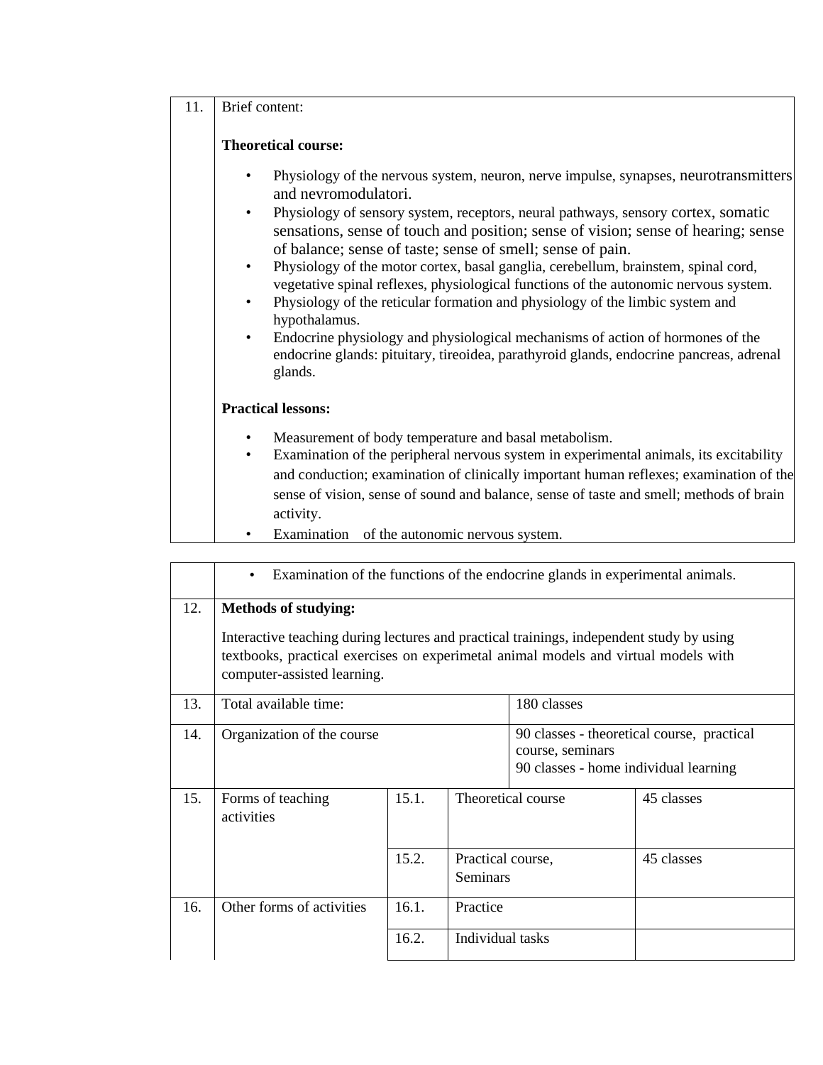| | | | | |
|---|---|---|---|---|
| 11. | Brief content:<br><br>**Theoretical course:**<br><br>• Physiology of the nervous system, neuron, nerve impulse, synapses, neurotransmitters and nevromodulatori.<br>• Physiology of sensory system, receptors, neural pathways, sensory cortex, somatic sensations, sense of touch and position; sense of vision; sense of hearing; sense of balance; sense of taste; sense of smell; sense of pain.<br>• Physiology of the motor cortex, basal ganglia, cerebellum, brainstem, spinal cord, vegetative spinal reflexes, physiological functions of the autonomic nervous system.<br>• Physiology of the reticular formation and physiology of the limbic system and hypothalamus.<br>• Endocrine physiology and physiological mechanisms of action of hormones of the endocrine glands: pituitary, tireoidea, parathyroid glands, endocrine pancreas, adrenal glands.<br><br>**Practical lessons:**<br><br>• Measurement of body temperature and basal metabolism.<br>• Examination of the peripheral nervous system in experimental animals, its excitability and conduction; examination of clinically important human reflexes; examination of the sense of vision, sense of sound and balance, sense of taste and smell; methods of brain activity.<br>• Examination of the autonomic nervous system.<br>• Examination of the functions of the endocrine glands in experimental animals. | | | |
| 12. | **Methods of studying:**<br><br>Interactive teaching during lectures and practical trainings, independent study by using textbooks, practical exercises on experimetal animal models and virtual models with computer-assisted learning. | | | |
| 13. | Total available time: | | | 180 classes |
| 14. | Organization of the course | | | 90 classes - theoretical course, practical course, seminars<br>90 classes - home individual learning |
| 15. | Forms of teaching activities | 15.1. | Theoretical course | 45 classes |
| | | 15.2. | Practical course, Seminars | 45 classes |
| 16. | Other forms of activities | 16.1. | Practice | |
| | | 16.2. | Individual tasks | |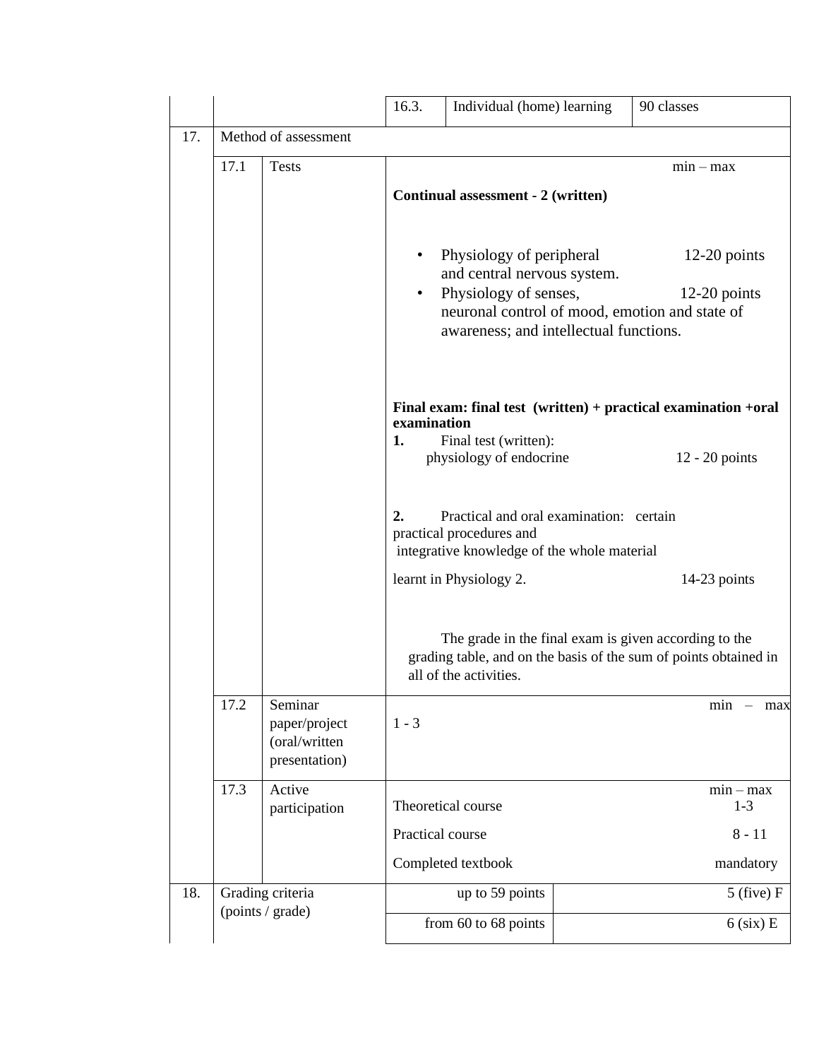| | | | |
|---|---|---|---|
| | | 16.3. Individual (home) learning | 90 classes |
| 17. | Method of assessment | | |
| | 17.1 Tests | min – max<br><br>**Continual assessment - 2 (written)**<br><br>• Physiology of peripheral and central nervous system. — 12-20 points<br>• Physiology of senses, neuronal control of mood, emotion and state of awareness; and intellectual functions. — 12-20 points<br><br>**Final exam: final test (written) + practical examination +oral examination**<br>**1.** Final test (written): physiology of endocrine — 12 - 20 points<br><br>**2.** Practical and oral examination: certain practical procedures and integrative knowledge of the whole material learnt in Physiology 2. — 14-23 points<br><br>The grade in the final exam is given according to the grading table, and on the basis of the sum of points obtained in all of the activities. | |
| | 17.2 Seminar paper/project (oral/written presentation) | min – max<br>1 - 3 | |
| | 17.3 Active participation | min – max<br>Theoretical course — 1-3<br>Practical course — 8 - 11<br>Completed textbook — mandatory | |
| 18. | Grading criteria (points / grade) | up to 59 points | 5 (five) F |
| | | from 60 to 68 points | 6 (six) E |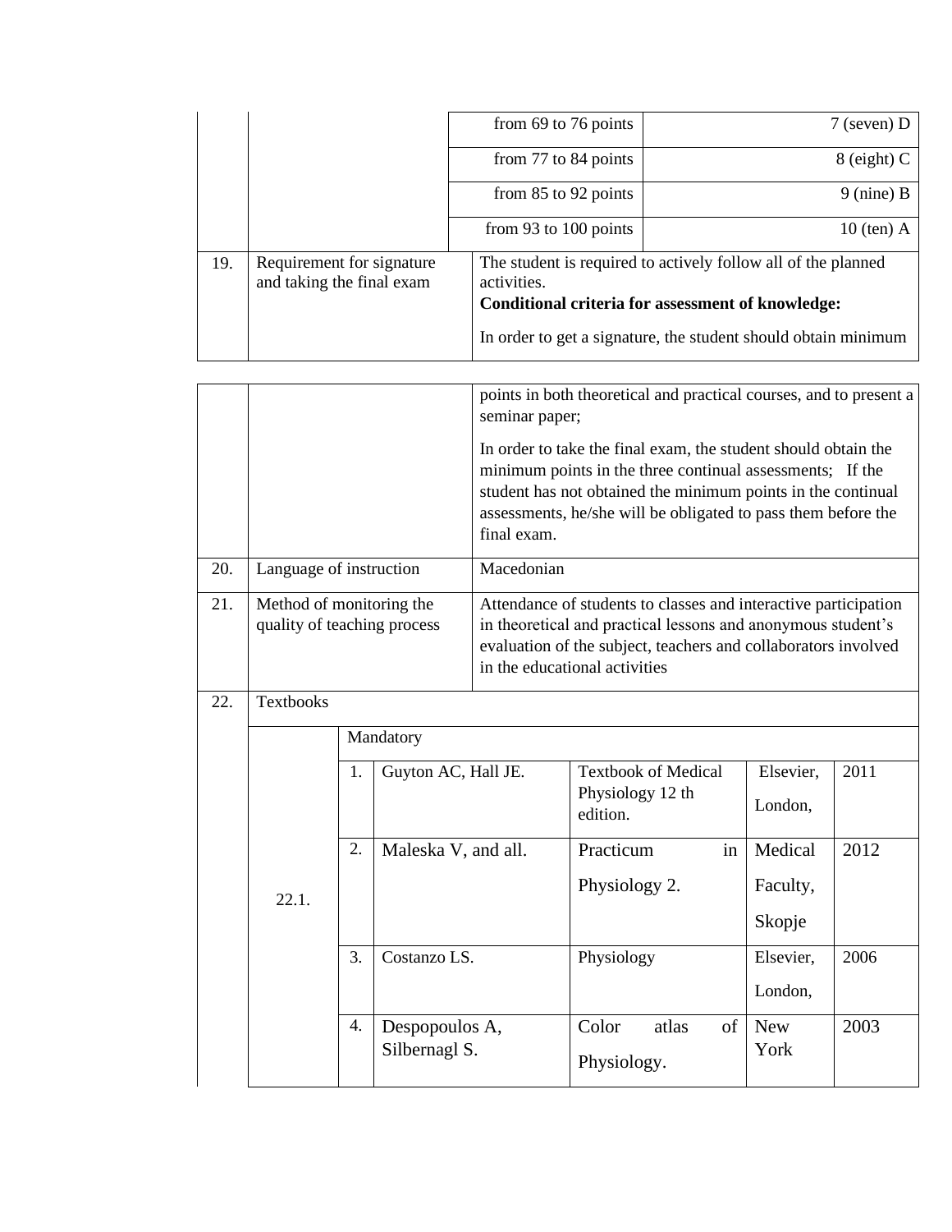| | | | |
|---|---|---|---|
| | | from 69 to 76 points | 7 (seven) D |
| | | from 77 to 84 points | 8 (eight) C |
| | | from 85 to 92 points | 9 (nine) B |
| | | from 93 to 100 points | 10 (ten) A |
| 19. | Requirement for signature and taking the final exam | The student is required to actively follow all of the planned activities. **Conditional criteria for assessment of knowledge:** In order to get a signature, the student should obtain minimum points in both theoretical and practical courses, and to present a seminar paper; In order to take the final exam, the student should obtain the minimum points in the three continual assessments; If the student has not obtained the minimum points in the continual assessments, he/she will be obligated to pass them before the final exam. | |
| 20. | Language of instruction | Macedonian | |
| 21. | Method of monitoring the quality of teaching process | Attendance of students to classes and interactive participation in theoretical and practical lessons and anonymous student's evaluation of the subject, teachers and collaborators involved in the educational activities | |
| 22. | Textbooks | | |

| | | | | | | |
|---|---|---|---|---|---|---|
| 22.1. | Mandatory | | | | | |
| | 1. | Guyton AC, Hall JE. | Textbook of Medical Physiology 12 th edition. | Elsevier, London, | 2011 |
| | 2. | Maleska V, and all. | Practicum in Physiology 2. | Medical Faculty, Skopje | 2012 |
| | 3. | Costanzo LS. | Physiology | Elsevier, London, | 2006 |
| | 4. | Despopoulos A, Silbernagl S. | Color atlas of Physiology. | New York | 2003 |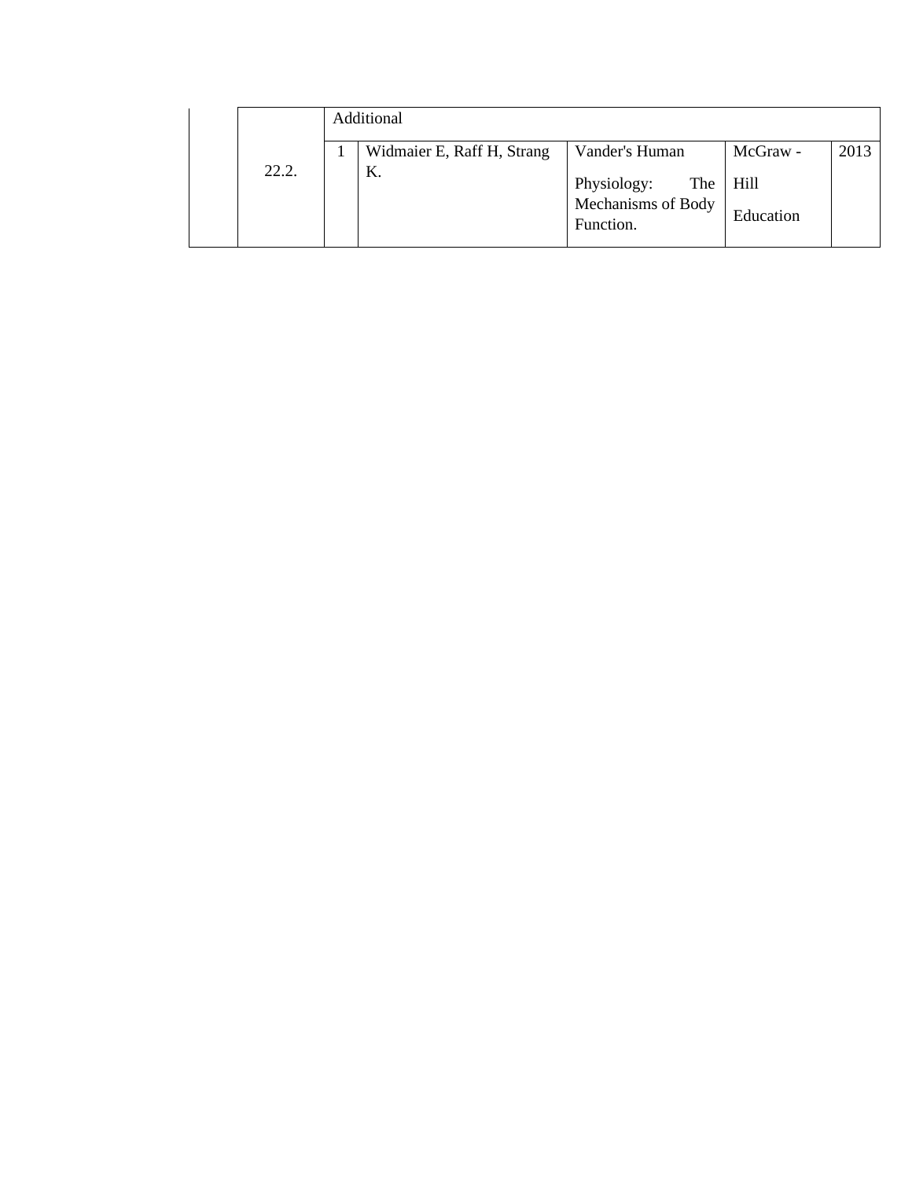| | | | | | | |
|---|---|---|---|---|---|---|
| | 22.2. | Additional | | | | |
| | | 1 | Widmaier E, Raff H, Strang K. | Vander's Human Physiology: The Mechanisms of Body Function. | McGraw - Hill Education | 2013 |